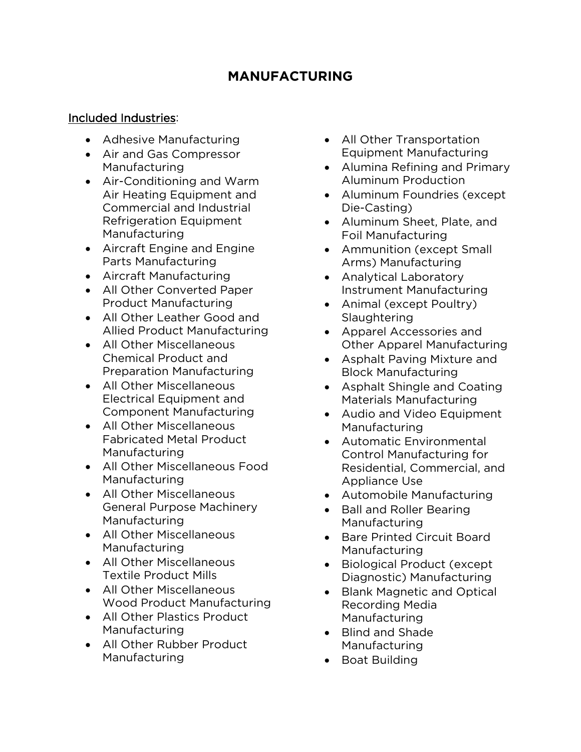# MANUFACTURING

<u>Included Industries</u>:

- Adhesive Manufacturing
- Air and Gas Compressor Manufacturing
- Air-Conditioning and Warm Air Heating Equipment and Commercial and Industrial Refrigeration Equipment Manufacturing
- Aircraft Engine and Engine Parts Manufacturing
- Aircraft Manufacturing
- All Other Converted Paper Product Manufacturing
- All Other Leather Good and Allied Product Manufacturing
- All Other Miscellaneous Chemical Product and Preparation Manufacturing
- All Other Miscellaneous Electrical Equipment and Component Manufacturing
- All Other Miscellaneous Fabricated Metal Product Manufacturing
- All Other Miscellaneous Food Manufacturing
- All Other Miscellaneous General Purpose Machinery Manufacturing
- All Other Miscellaneous Manufacturing
- All Other Miscellaneous Textile Product Mills
- All Other Miscellaneous Wood Product Manufacturing
- All Other Plastics Product Manufacturing
- All Other Rubber Product Manufacturing
- All Other Transportation Equipment Manufacturing
- Alumina Refining and Primary Aluminum Production
- Aluminum Foundries (except Die-Casting)
- Aluminum Sheet, Plate, and Foil Manufacturing
- Ammunition (except Small Arms) Manufacturing
- Analytical Laboratory Instrument Manufacturing
- Animal (except Poultry) Slaughtering
- Apparel Accessories and Other Apparel Manufacturing
- Asphalt Paving Mixture and Block Manufacturing
- Asphalt Shingle and Coating Materials Manufacturing
- Audio and Video Equipment Manufacturing
- Automatic Environmental Control Manufacturing for Residential, Commercial, and Appliance Use
- Automobile Manufacturing
- Ball and Roller Bearing Manufacturing
- Bare Printed Circuit Board Manufacturing
- Biological Product (except Diagnostic) Manufacturing
- Blank Magnetic and Optical Recording Media Manufacturing
- Blind and Shade Manufacturing
- Boat Building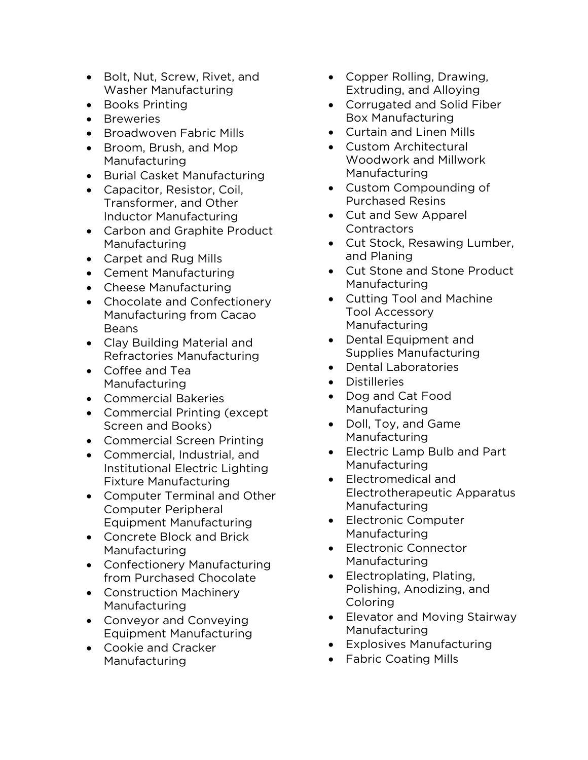- Bolt, Nut, Screw, Rivet, and Washer Manufacturing
- Books Printing
- Breweries
- Broadwoven Fabric Mills
- Broom, Brush, and Mop Manufacturing
- Burial Casket Manufacturing
- Capacitor, Resistor, Coil, Transformer, and Other Inductor Manufacturing
- Carbon and Graphite Product Manufacturing
- Carpet and Rug Mills
- Cement Manufacturing
- Cheese Manufacturing
- Chocolate and Confectionery Manufacturing from Cacao Beans
- Clay Building Material and Refractories Manufacturing
- Coffee and Tea Manufacturing
- Commercial Bakeries
- Commercial Printing (except Screen and Books)
- Commercial Screen Printing
- Commercial, Industrial, and Institutional Electric Lighting Fixture Manufacturing
- Computer Terminal and Other Computer Peripheral Equipment Manufacturing
- Concrete Block and Brick Manufacturing
- Confectionery Manufacturing from Purchased Chocolate
- Construction Machinery Manufacturing
- Conveyor and Conveying Equipment Manufacturing
- Cookie and Cracker Manufacturing
- Copper Rolling, Drawing, Extruding, and Alloying
- Corrugated and Solid Fiber Box Manufacturing
- Curtain and Linen Mills
- Custom Architectural Woodwork and Millwork Manufacturing
- Custom Compounding of Purchased Resins
- Cut and Sew Apparel Contractors
- Cut Stock, Resawing Lumber, and Planing
- Cut Stone and Stone Product Manufacturing
- Cutting Tool and Machine Tool Accessory Manufacturing
- Dental Equipment and Supplies Manufacturing
- Dental Laboratories
- Distilleries
- Dog and Cat Food Manufacturing
- Doll, Toy, and Game Manufacturing
- Electric Lamp Bulb and Part Manufacturing
- Electromedical and Electrotherapeutic Apparatus Manufacturing
- Electronic Computer Manufacturing
- Electronic Connector Manufacturing
- Electroplating, Plating, Polishing, Anodizing, and Coloring
- Elevator and Moving Stairway Manufacturing
- Explosives Manufacturing
- Fabric Coating Mills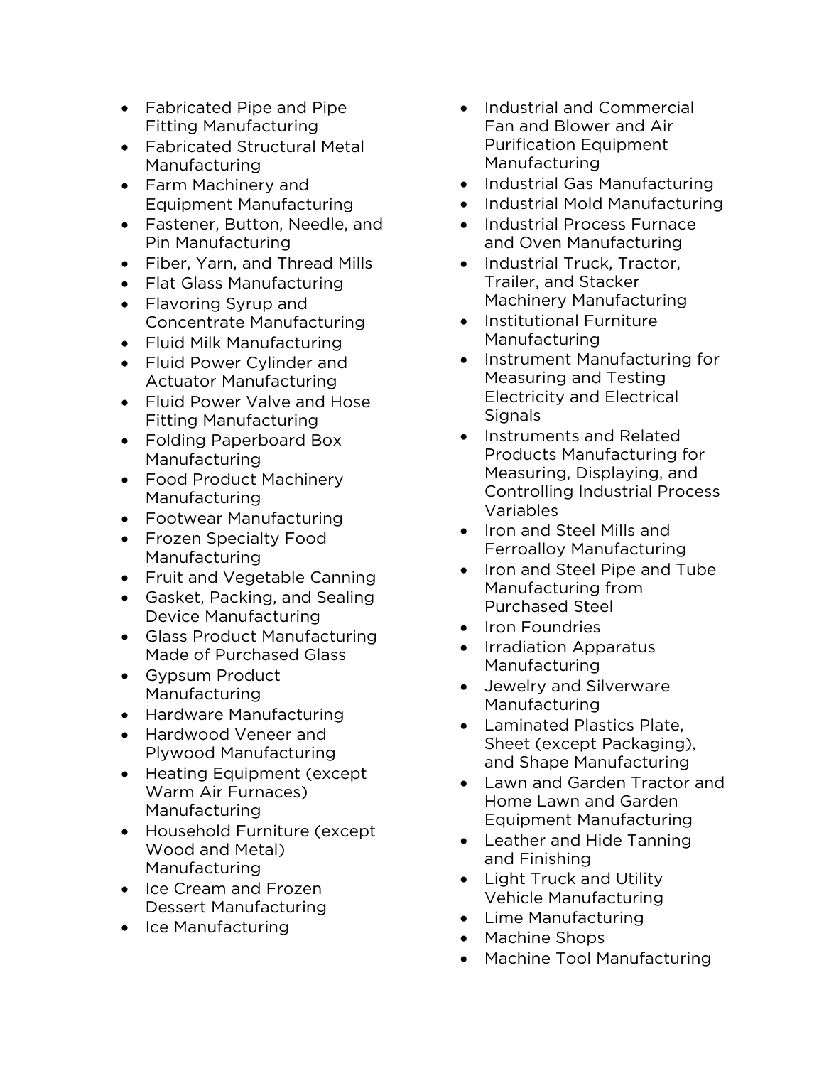- Fabricated Pipe and Pipe Fitting Manufacturing
- Fabricated Structural Metal Manufacturing
- Farm Machinery and Equipment Manufacturing
- Fastener, Button, Needle, and Pin Manufacturing
- Fiber, Yarn, and Thread Mills
- Flat Glass Manufacturing
- Flavoring Syrup and Concentrate Manufacturing
- Fluid Milk Manufacturing
- Fluid Power Cylinder and Actuator Manufacturing
- Fluid Power Valve and Hose Fitting Manufacturing
- Folding Paperboard Box Manufacturing
- Food Product Machinery Manufacturing
- Footwear Manufacturing
- Frozen Specialty Food Manufacturing
- Fruit and Vegetable Canning
- Gasket, Packing, and Sealing Device Manufacturing
- Glass Product Manufacturing Made of Purchased Glass
- Gypsum Product Manufacturing
- Hardware Manufacturing
- Hardwood Veneer and Plywood Manufacturing
- Heating Equipment (except Warm Air Furnaces) Manufacturing
- Household Furniture (except Wood and Metal) Manufacturing
- Ice Cream and Frozen Dessert Manufacturing
- Ice Manufacturing
- Industrial and Commercial Fan and Blower and Air Purification Equipment Manufacturing
- Industrial Gas Manufacturing
- Industrial Mold Manufacturing
- Industrial Process Furnace and Oven Manufacturing
- Industrial Truck, Tractor, Trailer, and Stacker Machinery Manufacturing
- Institutional Furniture Manufacturing
- Instrument Manufacturing for Measuring and Testing Electricity and Electrical Signals
- Instruments and Related Products Manufacturing for Measuring, Displaying, and Controlling Industrial Process Variables
- Iron and Steel Mills and Ferroalloy Manufacturing
- Iron and Steel Pipe and Tube Manufacturing from Purchased Steel
- Iron Foundries
- Irradiation Apparatus Manufacturing
- Jewelry and Silverware Manufacturing
- Laminated Plastics Plate, Sheet (except Packaging), and Shape Manufacturing
- Lawn and Garden Tractor and Home Lawn and Garden Equipment Manufacturing
- Leather and Hide Tanning and Finishing
- Light Truck and Utility Vehicle Manufacturing
- Lime Manufacturing
- Machine Shops
- Machine Tool Manufacturing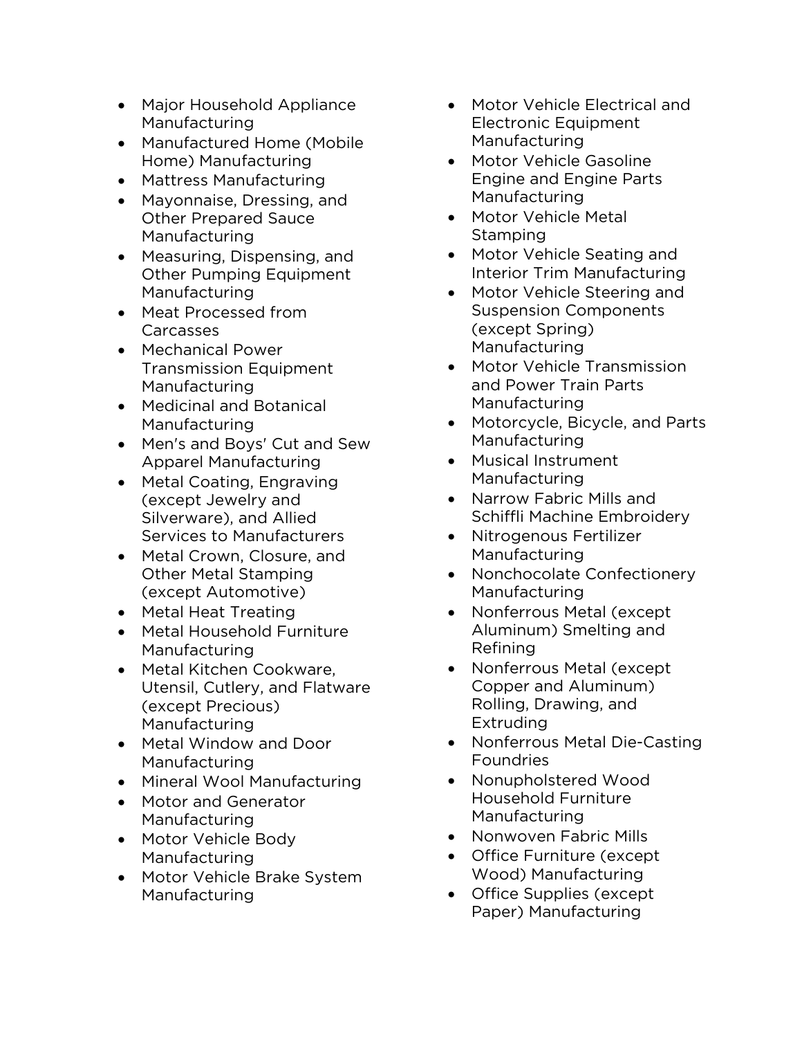- Major Household Appliance Manufacturing
- Manufactured Home (Mobile Home) Manufacturing
- Mattress Manufacturing
- Mayonnaise, Dressing, and Other Prepared Sauce Manufacturing
- Measuring, Dispensing, and Other Pumping Equipment Manufacturing
- Meat Processed from Carcasses
- Mechanical Power Transmission Equipment Manufacturing
- Medicinal and Botanical Manufacturing
- Men's and Boys' Cut and Sew Apparel Manufacturing
- Metal Coating, Engraving (except Jewelry and Silverware), and Allied Services to Manufacturers
- Metal Crown, Closure, and Other Metal Stamping (except Automotive)
- Metal Heat Treating
- Metal Household Furniture Manufacturing
- Metal Kitchen Cookware, Utensil, Cutlery, and Flatware (except Precious) Manufacturing
- Metal Window and Door Manufacturing
- Mineral Wool Manufacturing
- Motor and Generator Manufacturing
- Motor Vehicle Body Manufacturing
- Motor Vehicle Brake System Manufacturing
- Motor Vehicle Electrical and Electronic Equipment Manufacturing
- Motor Vehicle Gasoline Engine and Engine Parts Manufacturing
- Motor Vehicle Metal Stamping
- Motor Vehicle Seating and Interior Trim Manufacturing
- Motor Vehicle Steering and Suspension Components (except Spring) Manufacturing
- Motor Vehicle Transmission and Power Train Parts Manufacturing
- Motorcycle, Bicycle, and Parts Manufacturing
- Musical Instrument Manufacturing
- Narrow Fabric Mills and Schiffli Machine Embroidery
- Nitrogenous Fertilizer Manufacturing
- Nonchocolate Confectionery Manufacturing
- Nonferrous Metal (except Aluminum) Smelting and Refining
- Nonferrous Metal (except Copper and Aluminum) Rolling, Drawing, and Extruding
- Nonferrous Metal Die-Casting Foundries
- Nonupholstered Wood Household Furniture Manufacturing
- Nonwoven Fabric Mills
- Office Furniture (except Wood) Manufacturing
- Office Supplies (except Paper) Manufacturing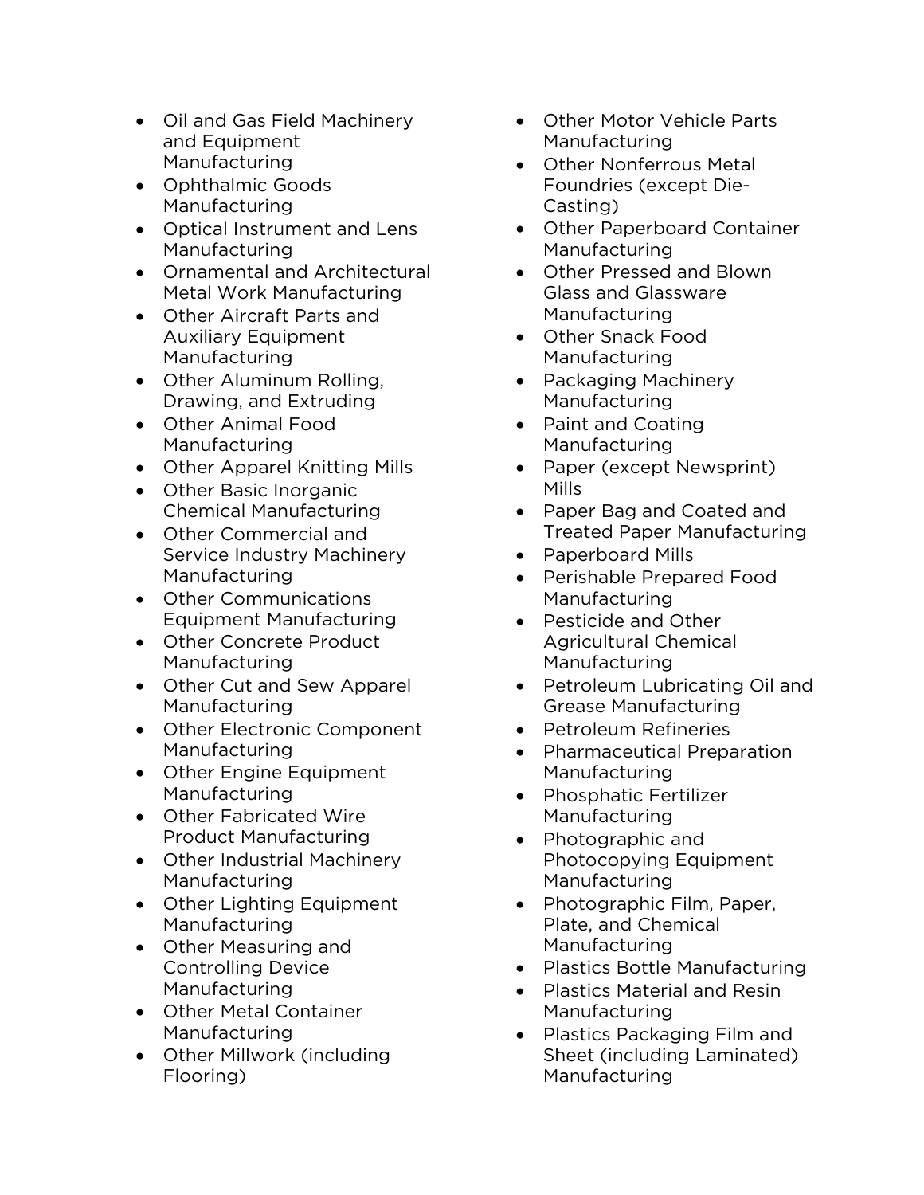- Oil and Gas Field Machinery and Equipment Manufacturing
- Ophthalmic Goods Manufacturing
- Optical Instrument and Lens Manufacturing
- Ornamental and Architectural Metal Work Manufacturing
- Other Aircraft Parts and Auxiliary Equipment Manufacturing
- Other Aluminum Rolling, Drawing, and Extruding
- Other Animal Food Manufacturing
- Other Apparel Knitting Mills
- Other Basic Inorganic Chemical Manufacturing
- Other Commercial and Service Industry Machinery Manufacturing
- Other Communications Equipment Manufacturing
- Other Concrete Product Manufacturing
- Other Cut and Sew Apparel Manufacturing
- Other Electronic Component Manufacturing
- Other Engine Equipment Manufacturing
- Other Fabricated Wire Product Manufacturing
- Other Industrial Machinery Manufacturing
- Other Lighting Equipment Manufacturing
- Other Measuring and Controlling Device Manufacturing
- Other Metal Container Manufacturing
- Other Millwork (including Flooring)
- Other Motor Vehicle Parts Manufacturing
- Other Nonferrous Metal Foundries (except Die-Casting)
- Other Paperboard Container Manufacturing
- Other Pressed and Blown Glass and Glassware Manufacturing
- Other Snack Food Manufacturing
- Packaging Machinery Manufacturing
- Paint and Coating Manufacturing
- Paper (except Newsprint) Mills
- Paper Bag and Coated and Treated Paper Manufacturing
- Paperboard Mills
- Perishable Prepared Food Manufacturing
- Pesticide and Other Agricultural Chemical Manufacturing
- Petroleum Lubricating Oil and Grease Manufacturing
- Petroleum Refineries
- Pharmaceutical Preparation Manufacturing
- Phosphatic Fertilizer Manufacturing
- Photographic and Photocopying Equipment Manufacturing
- Photographic Film, Paper, Plate, and Chemical Manufacturing
- Plastics Bottle Manufacturing
- Plastics Material and Resin Manufacturing
- Plastics Packaging Film and Sheet (including Laminated) Manufacturing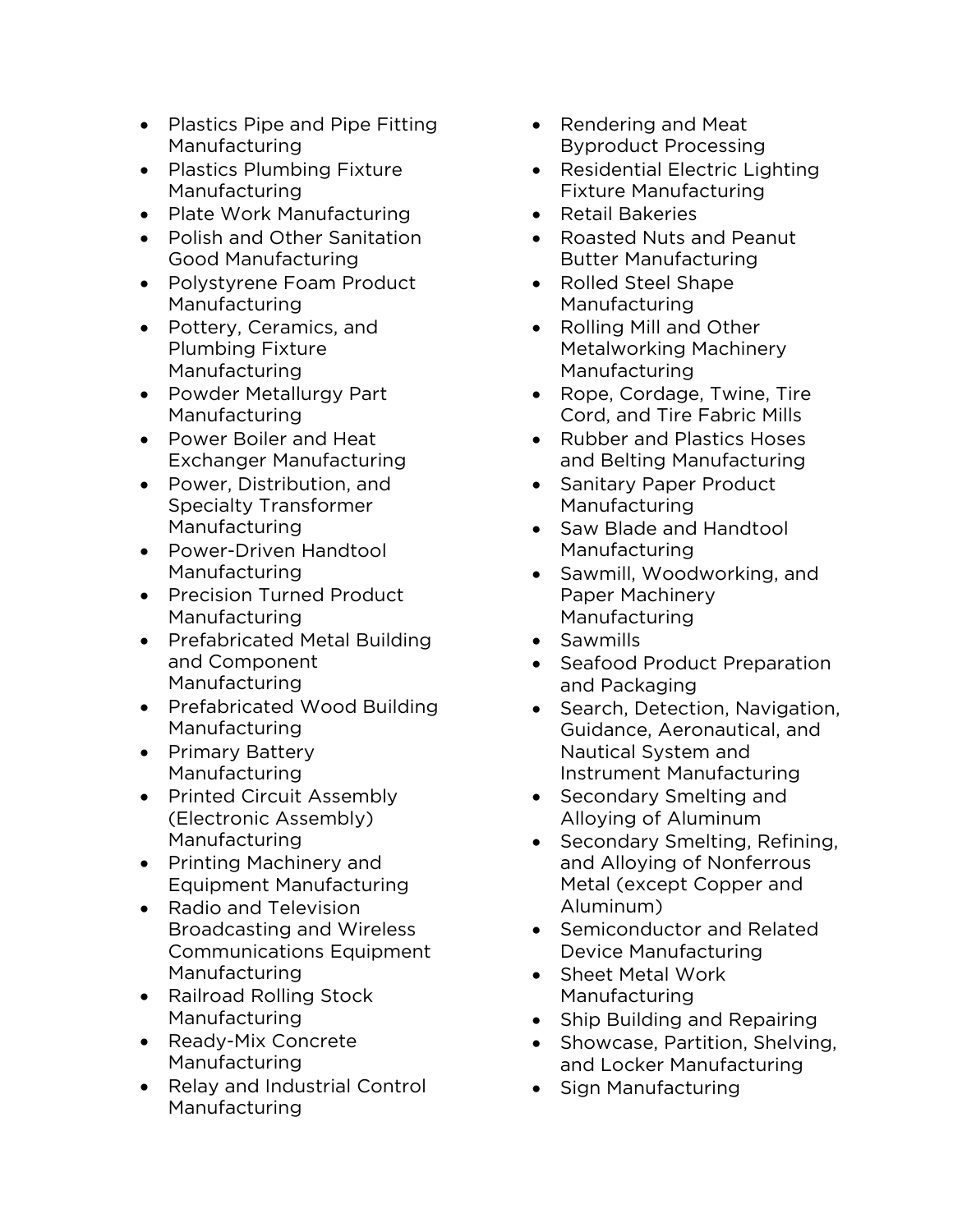- Plastics Pipe and Pipe Fitting Manufacturing
- Plastics Plumbing Fixture Manufacturing
- Plate Work Manufacturing
- Polish and Other Sanitation Good Manufacturing
- Polystyrene Foam Product Manufacturing
- Pottery, Ceramics, and Plumbing Fixture Manufacturing
- Powder Metallurgy Part Manufacturing
- Power Boiler and Heat Exchanger Manufacturing
- Power, Distribution, and Specialty Transformer Manufacturing
- Power-Driven Handtool Manufacturing
- Precision Turned Product Manufacturing
- Prefabricated Metal Building and Component Manufacturing
- Prefabricated Wood Building Manufacturing
- Primary Battery Manufacturing
- Printed Circuit Assembly (Electronic Assembly) Manufacturing
- Printing Machinery and Equipment Manufacturing
- Radio and Television Broadcasting and Wireless Communications Equipment Manufacturing
- Railroad Rolling Stock Manufacturing
- Ready-Mix Concrete Manufacturing
- Relay and Industrial Control Manufacturing
- Rendering and Meat Byproduct Processing
- Residential Electric Lighting Fixture Manufacturing
- Retail Bakeries
- Roasted Nuts and Peanut Butter Manufacturing
- Rolled Steel Shape Manufacturing
- Rolling Mill and Other Metalworking Machinery Manufacturing
- Rope, Cordage, Twine, Tire Cord, and Tire Fabric Mills
- Rubber and Plastics Hoses and Belting Manufacturing
- Sanitary Paper Product Manufacturing
- Saw Blade and Handtool Manufacturing
- Sawmill, Woodworking, and Paper Machinery Manufacturing
- Sawmills
- Seafood Product Preparation and Packaging
- Search, Detection, Navigation, Guidance, Aeronautical, and Nautical System and Instrument Manufacturing
- Secondary Smelting and Alloying of Aluminum
- Secondary Smelting, Refining, and Alloying of Nonferrous Metal (except Copper and Aluminum)
- Semiconductor and Related Device Manufacturing
- Sheet Metal Work Manufacturing
- Ship Building and Repairing
- Showcase, Partition, Shelving, and Locker Manufacturing
- Sign Manufacturing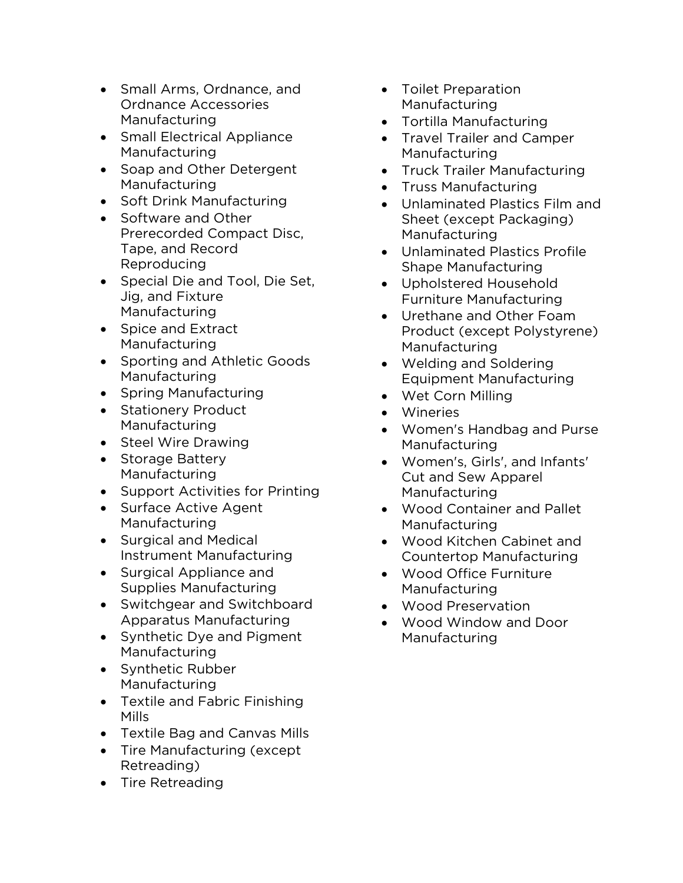- Small Arms, Ordnance, and Ordnance Accessories Manufacturing
- Small Electrical Appliance Manufacturing
- Soap and Other Detergent Manufacturing
- Soft Drink Manufacturing
- Software and Other Prerecorded Compact Disc, Tape, and Record Reproducing
- Special Die and Tool, Die Set, Jig, and Fixture Manufacturing
- Spice and Extract Manufacturing
- Sporting and Athletic Goods Manufacturing
- Spring Manufacturing
- Stationery Product Manufacturing
- Steel Wire Drawing
- Storage Battery Manufacturing
- Support Activities for Printing
- Surface Active Agent Manufacturing
- Surgical and Medical Instrument Manufacturing
- Surgical Appliance and Supplies Manufacturing
- Switchgear and Switchboard Apparatus Manufacturing
- Synthetic Dye and Pigment Manufacturing
- Synthetic Rubber Manufacturing
- Textile and Fabric Finishing Mills
- Textile Bag and Canvas Mills
- Tire Manufacturing (except Retreading)
- Tire Retreading
- Toilet Preparation Manufacturing
- Tortilla Manufacturing
- Travel Trailer and Camper Manufacturing
- Truck Trailer Manufacturing
- Truss Manufacturing
- Unlaminated Plastics Film and Sheet (except Packaging) Manufacturing
- Unlaminated Plastics Profile Shape Manufacturing
- Upholstered Household Furniture Manufacturing
- Urethane and Other Foam Product (except Polystyrene) Manufacturing
- Welding and Soldering Equipment Manufacturing
- Wet Corn Milling
- Wineries
- Women's Handbag and Purse Manufacturing
- Women's, Girls', and Infants' Cut and Sew Apparel Manufacturing
- Wood Container and Pallet Manufacturing
- Wood Kitchen Cabinet and Countertop Manufacturing
- Wood Office Furniture Manufacturing
- Wood Preservation
- Wood Window and Door Manufacturing